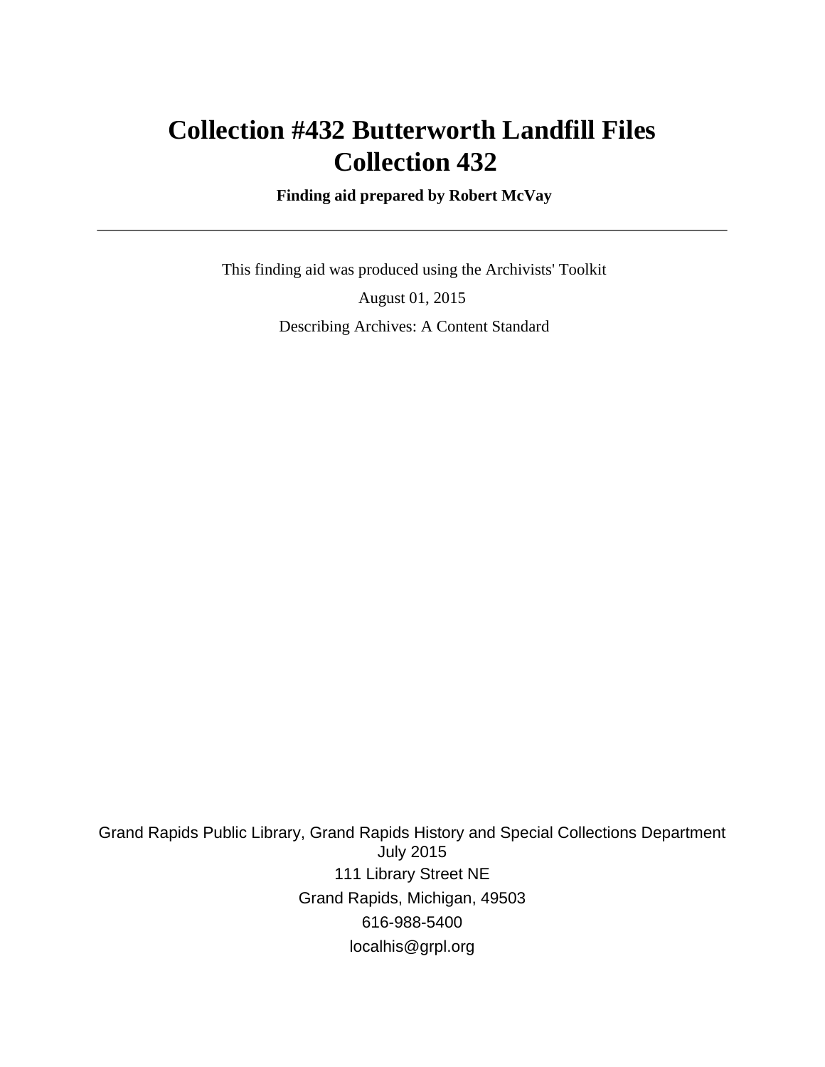# Collection #432 Butterworth Landfill Files
# Collection 432

**Finding aid prepared by Robert McVay**

---

This finding aid was produced using the Archivists' Toolkit

August 01, 2015

Describing Archives: A Content Standard

Grand Rapids Public Library, Grand Rapids History and Special Collections Department
July 2015
111 Library Street NE
Grand Rapids, Michigan, 49503
616-988-5400
localhis@grpl.org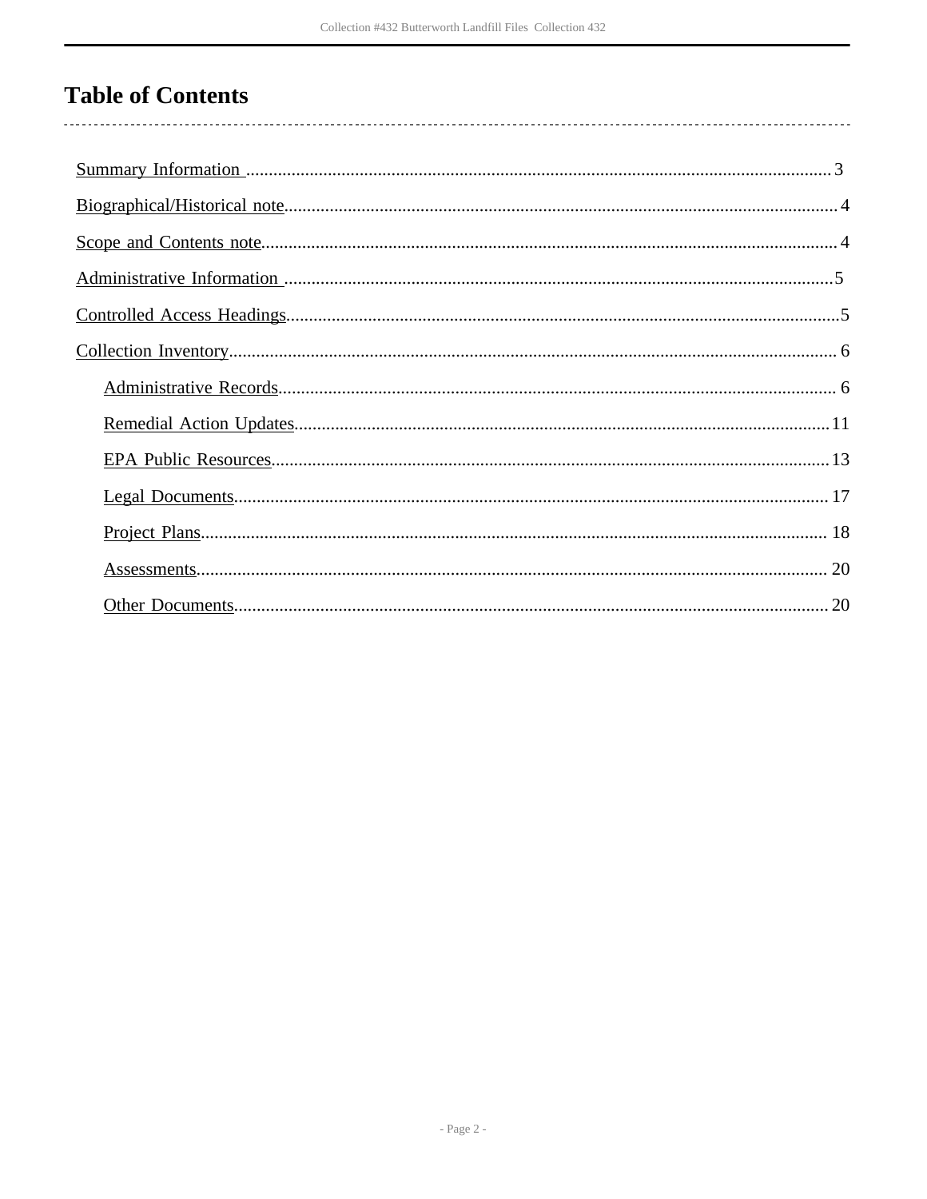# Table of Contents

- Summary Information .......... 3
- Biographical/Historical note .......... 4
- Scope and Contents note .......... 4
- Administrative Information .......... 5
- Controlled Access Headings .......... 5
- Collection Inventory .......... 6
  - Administrative Records .......... 6
  - Remedial Action Updates .......... 11
  - EPA Public Resources .......... 13
  - Legal Documents .......... 17
  - Project Plans .......... 18
  - Assessments .......... 20
  - Other Documents .......... 20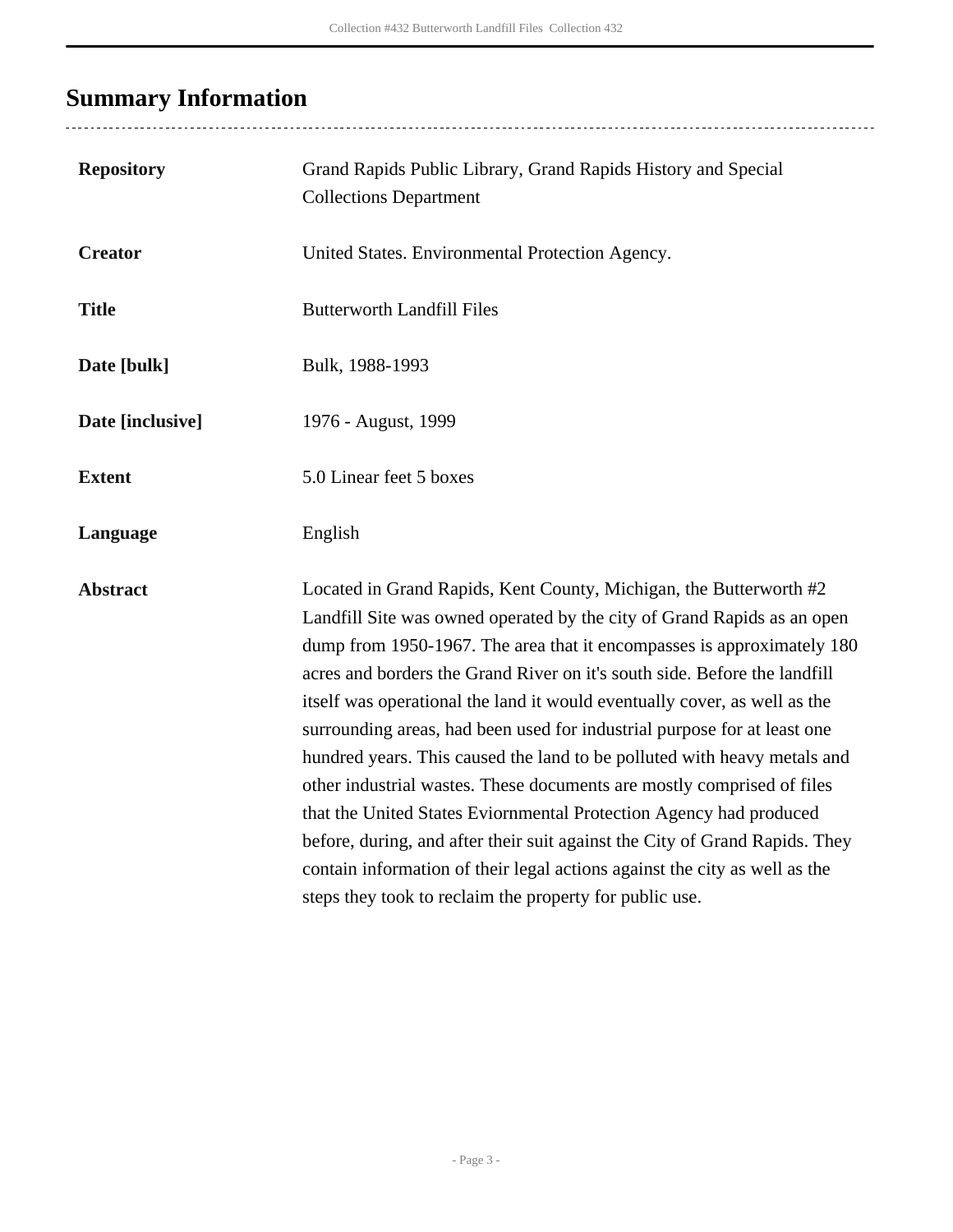## Summary Information

| | |
|---|---|
| **Repository** | Grand Rapids Public Library, Grand Rapids History and Special Collections Department |
| **Creator** | United States. Environmental Protection Agency. |
| **Title** | Butterworth Landfill Files |
| **Date [bulk]** | Bulk, 1988-1993 |
| **Date [inclusive]** | 1976 - August, 1999 |
| **Extent** | 5.0 Linear feet 5 boxes |
| **Language** | English |
| **Abstract** | Located in Grand Rapids, Kent County, Michigan, the Butterworth #2 Landfill Site was owned operated by the city of Grand Rapids as an open dump from 1950-1967. The area that it encompasses is approximately 180 acres and borders the Grand River on it's south side. Before the landfill itself was operational the land it would eventually cover, as well as the surrounding areas, had been used for industrial purpose for at least one hundred years. This caused the land to be polluted with heavy metals and other industrial wastes. These documents are mostly comprised of files that the United States Eviornmental Protection Agency had produced before, during, and after their suit against the City of Grand Rapids. They contain information of their legal actions against the city as well as the steps they took to reclaim the property for public use. |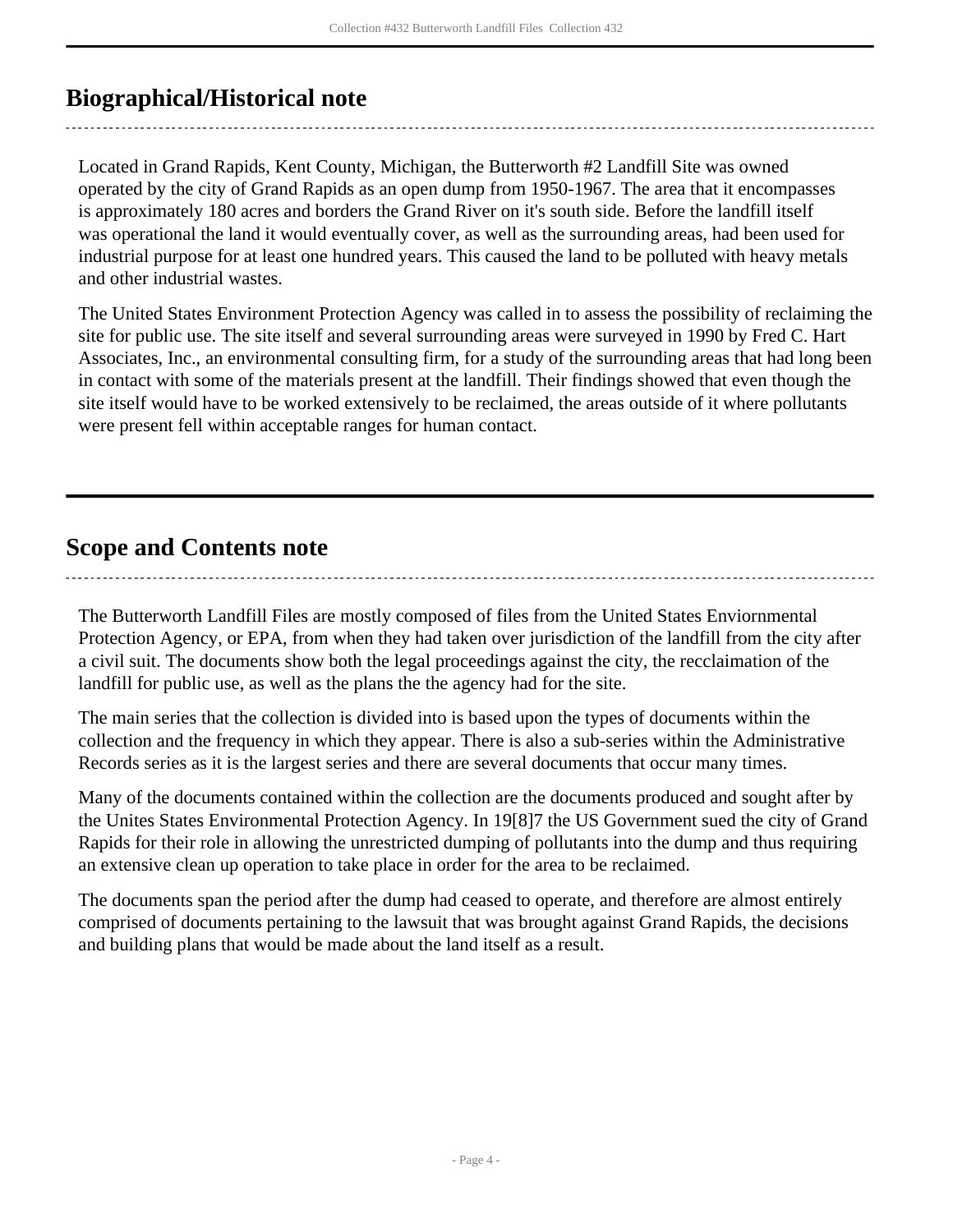## Biographical/Historical note

Located in Grand Rapids, Kent County, Michigan, the Butterworth #2 Landfill Site was owned operated by the city of Grand Rapids as an open dump from 1950-1967. The area that it encompasses is approximately 180 acres and borders the Grand River on it's south side. Before the landfill itself was operational the land it would eventually cover, as well as the surrounding areas, had been used for industrial purpose for at least one hundred years. This caused the land to be polluted with heavy metals and other industrial wastes.

The United States Environment Protection Agency was called in to assess the possibility of reclaiming the site for public use. The site itself and several surrounding areas were surveyed in 1990 by Fred C. Hart Associates, Inc., an environmental consulting firm, for a study of the surrounding areas that had long been in contact with some of the materials present at the landfill. Their findings showed that even though the site itself would have to be worked extensively to be reclaimed, the areas outside of it where pollutants were present fell within acceptable ranges for human contact.

## Scope and Contents note

The Butterworth Landfill Files are mostly composed of files from the United States Enviornmental Protection Agency, or EPA, from when they had taken over jurisdiction of the landfill from the city after a civil suit. The documents show both the legal proceedings against the city, the recclaimation of the landfill for public use, as well as the plans the the agency had for the site.

The main series that the collection is divided into is based upon the types of documents within the collection and the frequency in which they appear. There is also a sub-series within the Administrative Records series as it is the largest series and there are several documents that occur many times.

Many of the documents contained within the collection are the documents produced and sought after by the Unites States Environmental Protection Agency. In 19[8]7 the US Government sued the city of Grand Rapids for their role in allowing the unrestricted dumping of pollutants into the dump and thus requiring an extensive clean up operation to take place in order for the area to be reclaimed.

The documents span the period after the dump had ceased to operate, and therefore are almost entirely comprised of documents pertaining to the lawsuit that was brought against Grand Rapids, the decisions and building plans that would be made about the land itself as a result.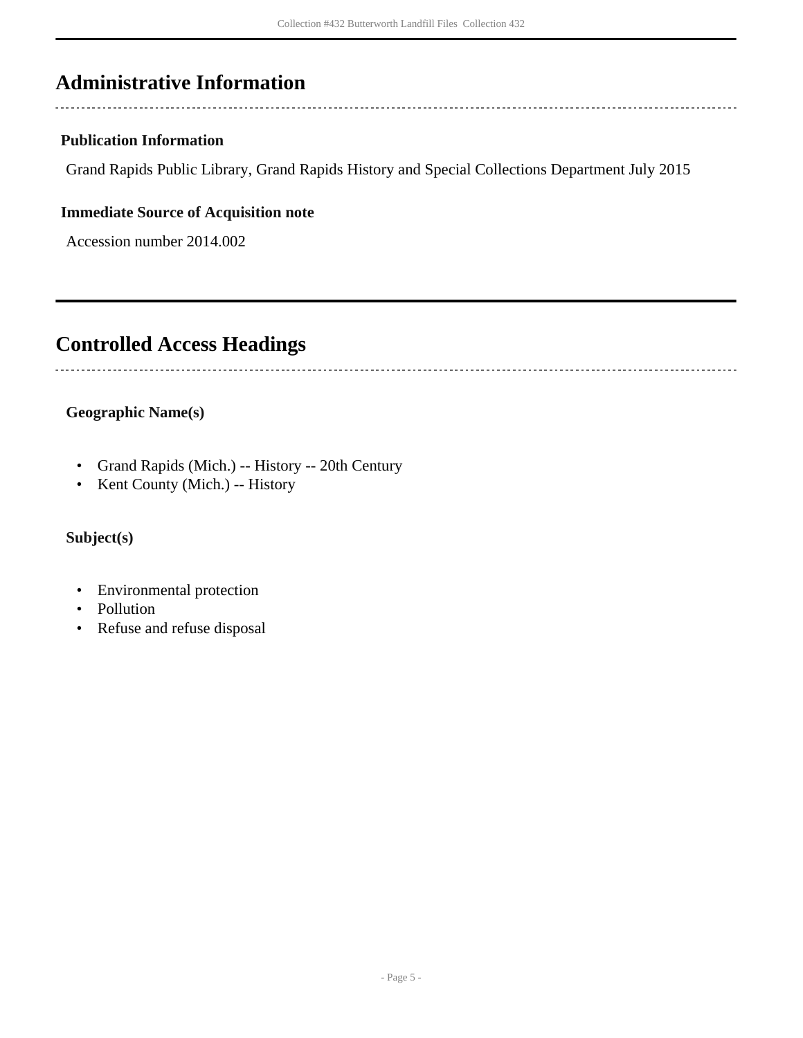## Administrative Information

### Publication Information

Grand Rapids Public Library, Grand Rapids History and Special Collections Department July 2015

### Immediate Source of Acquisition note

Accession number 2014.002

## Controlled Access Headings

### Geographic Name(s)

- Grand Rapids (Mich.) -- History -- 20th Century
- Kent County (Mich.) -- History

### Subject(s)

- Environmental protection
- Pollution
- Refuse and refuse disposal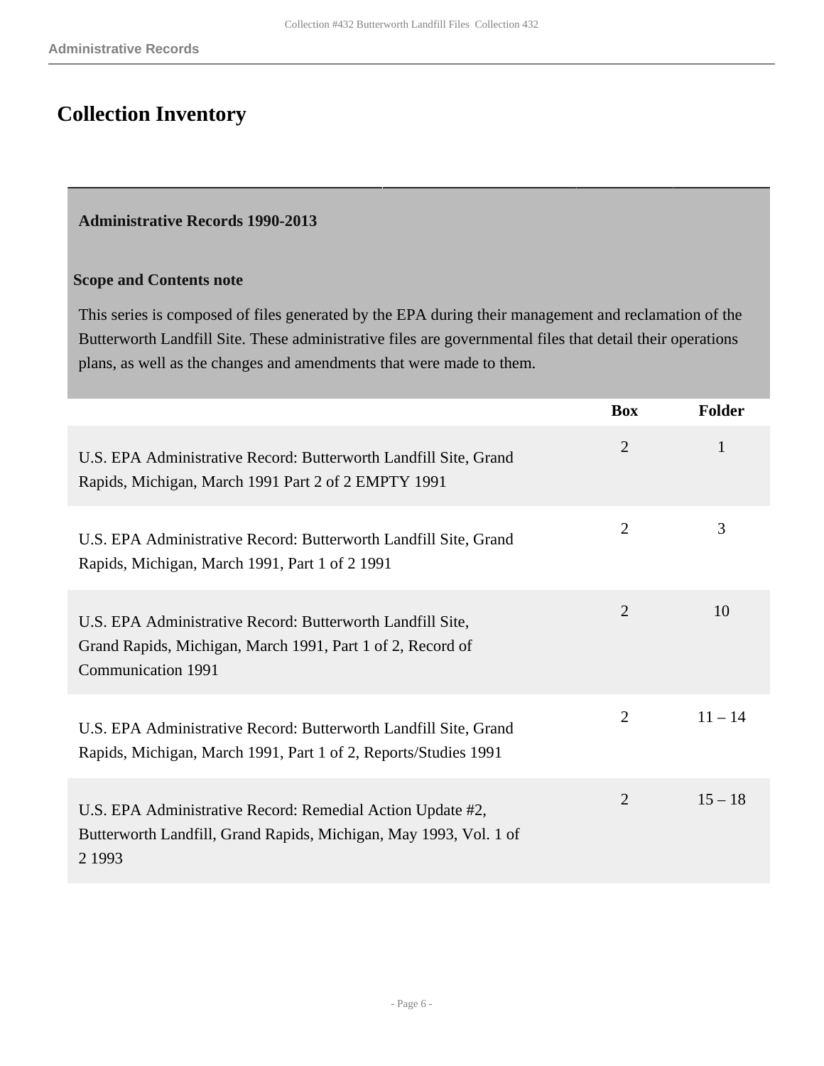## Collection Inventory

### Administrative Records 1990-2013

**Scope and Contents note**

This series is composed of files generated by the EPA during their management and reclamation of the Butterworth Landfill Site. These administrative files are governmental files that detail their operations plans, as well as the changes and amendments that were made to them.

| | Box | Folder |
|---|---|---|
| U.S. EPA Administrative Record: Butterworth Landfill Site, Grand Rapids, Michigan, March 1991 Part 2 of 2 EMPTY 1991 | 2 | 1 |
| U.S. EPA Administrative Record: Butterworth Landfill Site, Grand Rapids, Michigan, March 1991, Part 1 of 2 1991 | 2 | 3 |
| U.S. EPA Administrative Record: Butterworth Landfill Site, Grand Rapids, Michigan, March 1991, Part 1 of 2, Record of Communication 1991 | 2 | 10 |
| U.S. EPA Administrative Record: Butterworth Landfill Site, Grand Rapids, Michigan, March 1991, Part 1 of 2, Reports/Studies 1991 | 2 | 11 – 14 |
| U.S. EPA Administrative Record: Remedial Action Update #2, Butterworth Landfill, Grand Rapids, Michigan, May 1993, Vol. 1 of 2 1993 | 2 | 15 – 18 |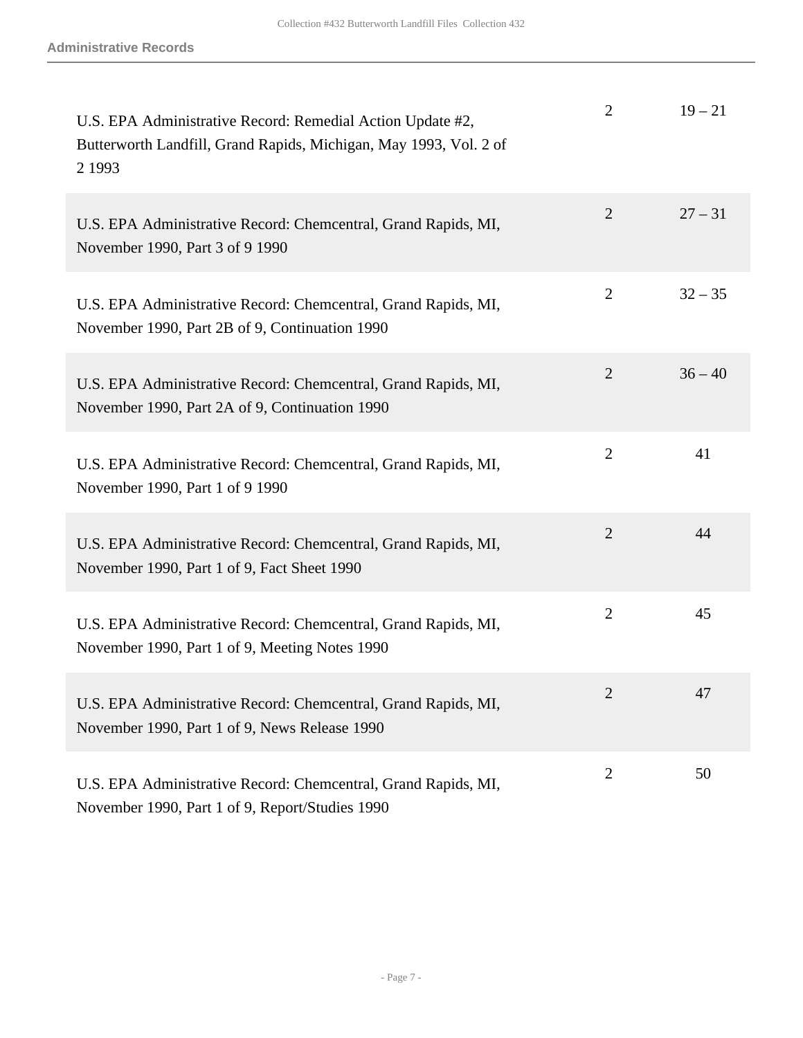| | | |
|---|---|---|
| U.S. EPA Administrative Record: Remedial Action Update #2, Butterworth Landfill, Grand Rapids, Michigan, May 1993, Vol. 2 of 2 1993 | 2 | 19 – 21 |
| U.S. EPA Administrative Record: Chemcentral, Grand Rapids, MI, November 1990, Part 3 of 9 1990 | 2 | 27 – 31 |
| U.S. EPA Administrative Record: Chemcentral, Grand Rapids, MI, November 1990, Part 2B of 9, Continuation 1990 | 2 | 32 – 35 |
| U.S. EPA Administrative Record: Chemcentral, Grand Rapids, MI, November 1990, Part 2A of 9, Continuation 1990 | 2 | 36 – 40 |
| U.S. EPA Administrative Record: Chemcentral, Grand Rapids, MI, November 1990, Part 1 of 9 1990 | 2 | 41 |
| U.S. EPA Administrative Record: Chemcentral, Grand Rapids, MI, November 1990, Part 1 of 9, Fact Sheet 1990 | 2 | 44 |
| U.S. EPA Administrative Record: Chemcentral, Grand Rapids, MI, November 1990, Part 1 of 9, Meeting Notes 1990 | 2 | 45 |
| U.S. EPA Administrative Record: Chemcentral, Grand Rapids, MI, November 1990, Part 1 of 9, News Release 1990 | 2 | 47 |
| U.S. EPA Administrative Record: Chemcentral, Grand Rapids, MI, November 1990, Part 1 of 9, Report/Studies 1990 | 2 | 50 |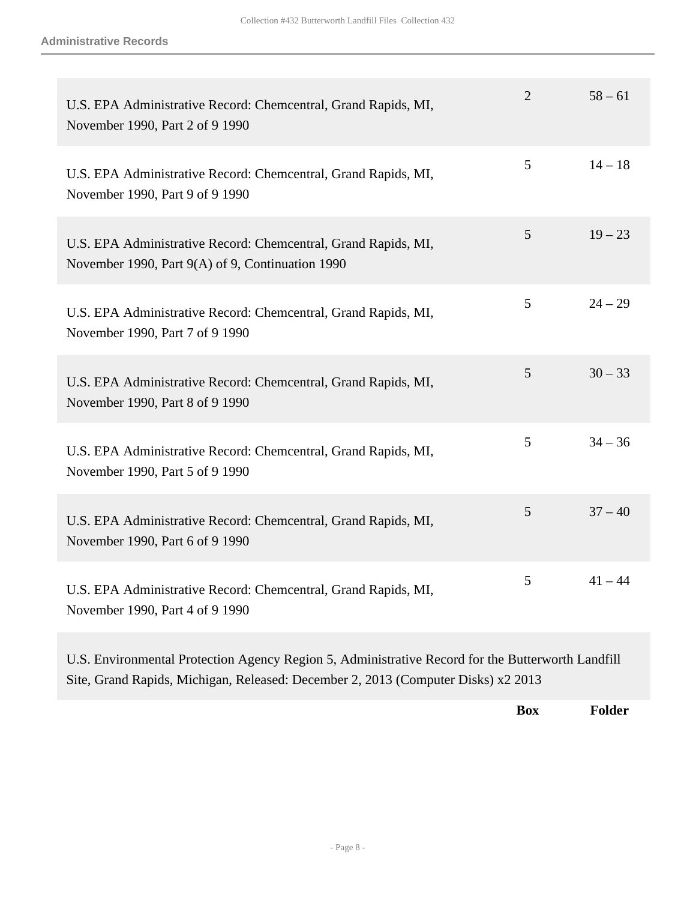| | Box | Folder |
|---|---|---|
| U.S. EPA Administrative Record: Chemcentral, Grand Rapids, MI, November 1990, Part 2 of 9 1990 | 2 | 58 – 61 |
| U.S. EPA Administrative Record: Chemcentral, Grand Rapids, MI, November 1990, Part 9 of 9 1990 | 5 | 14 – 18 |
| U.S. EPA Administrative Record: Chemcentral, Grand Rapids, MI, November 1990, Part 9(A) of 9, Continuation 1990 | 5 | 19 – 23 |
| U.S. EPA Administrative Record: Chemcentral, Grand Rapids, MI, November 1990, Part 7 of 9 1990 | 5 | 24 – 29 |
| U.S. EPA Administrative Record: Chemcentral, Grand Rapids, MI, November 1990, Part 8 of 9 1990 | 5 | 30 – 33 |
| U.S. EPA Administrative Record: Chemcentral, Grand Rapids, MI, November 1990, Part 5 of 9 1990 | 5 | 34 – 36 |
| U.S. EPA Administrative Record: Chemcentral, Grand Rapids, MI, November 1990, Part 6 of 9 1990 | 5 | 37 – 40 |
| U.S. EPA Administrative Record: Chemcentral, Grand Rapids, MI, November 1990, Part 4 of 9 1990 | 5 | 41 – 44 |
| U.S. Environmental Protection Agency Region 5, Administrative Record for the Butterworth Landfill Site, Grand Rapids, Michigan, Released: December 2, 2013 (Computer Disks) x2 2013 | | |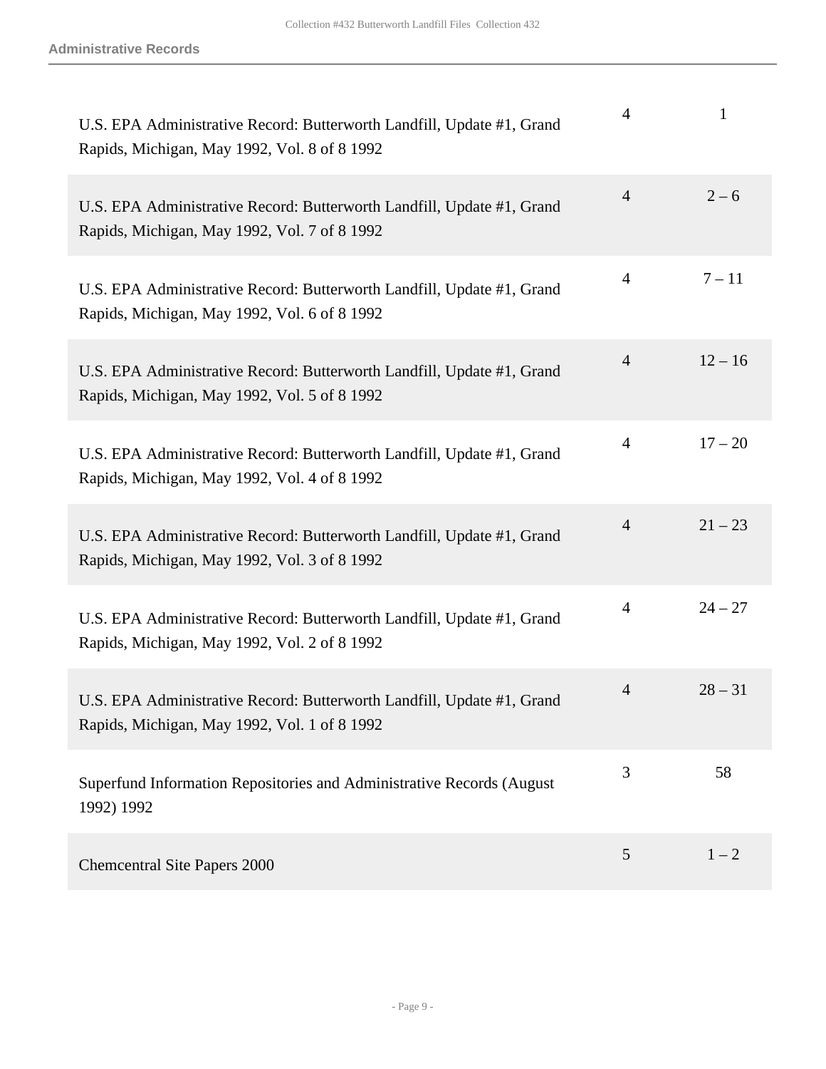**Administrative Records**

| Title | Box | Folder |
|---|---|---|
| U.S. EPA Administrative Record: Butterworth Landfill, Update #1, Grand Rapids, Michigan, May 1992, Vol. 8 of 8 1992 | 4 | 1 |
| U.S. EPA Administrative Record: Butterworth Landfill, Update #1, Grand Rapids, Michigan, May 1992, Vol. 7 of 8 1992 | 4 | 2 – 6 |
| U.S. EPA Administrative Record: Butterworth Landfill, Update #1, Grand Rapids, Michigan, May 1992, Vol. 6 of 8 1992 | 4 | 7 – 11 |
| U.S. EPA Administrative Record: Butterworth Landfill, Update #1, Grand Rapids, Michigan, May 1992, Vol. 5 of 8 1992 | 4 | 12 – 16 |
| U.S. EPA Administrative Record: Butterworth Landfill, Update #1, Grand Rapids, Michigan, May 1992, Vol. 4 of 8 1992 | 4 | 17 – 20 |
| U.S. EPA Administrative Record: Butterworth Landfill, Update #1, Grand Rapids, Michigan, May 1992, Vol. 3 of 8 1992 | 4 | 21 – 23 |
| U.S. EPA Administrative Record: Butterworth Landfill, Update #1, Grand Rapids, Michigan, May 1992, Vol. 2 of 8 1992 | 4 | 24 – 27 |
| U.S. EPA Administrative Record: Butterworth Landfill, Update #1, Grand Rapids, Michigan, May 1992, Vol. 1 of 8 1992 | 4 | 28 – 31 |
| Superfund Information Repositories and Administrative Records (August 1992) 1992 | 3 | 58 |
| Chemcentral Site Papers 2000 | 5 | 1 – 2 |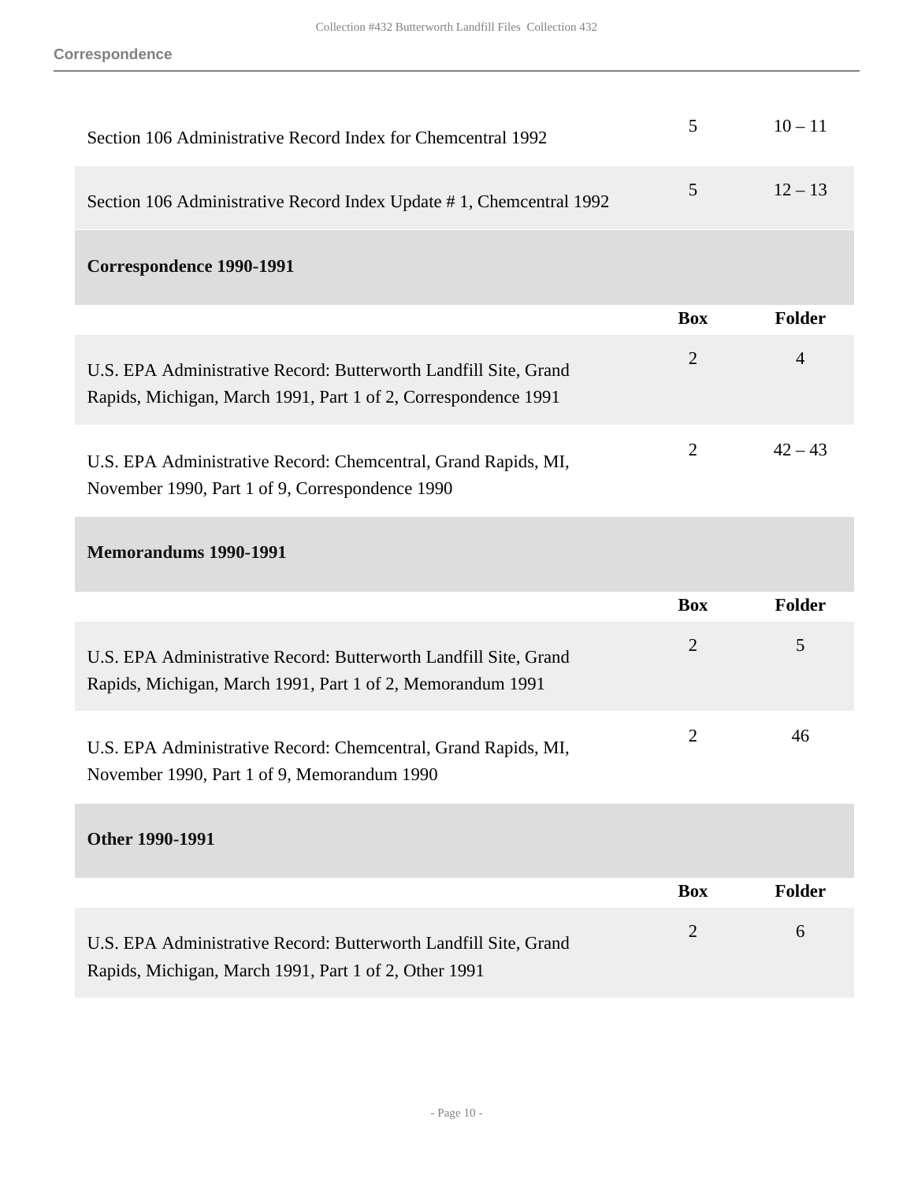| | Box | Folder |
|---|---|---|
| Section 106 Administrative Record Index for Chemcentral 1992 | 5 | 10 – 11 |
| Section 106 Administrative Record Index Update # 1, Chemcentral 1992 | 5 | 12 – 13 |

### Correspondence 1990-1991

| | Box | Folder |
|---|---|---|
| U.S. EPA Administrative Record: Butterworth Landfill Site, Grand Rapids, Michigan, March 1991, Part 1 of 2, Correspondence 1991 | 2 | 4 |
| U.S. EPA Administrative Record: Chemcentral, Grand Rapids, MI, November 1990, Part 1 of 9, Correspondence 1990 | 2 | 42 – 43 |

### Memorandums 1990-1991

| | Box | Folder |
|---|---|---|
| U.S. EPA Administrative Record: Butterworth Landfill Site, Grand Rapids, Michigan, March 1991, Part 1 of 2, Memorandum 1991 | 2 | 5 |
| U.S. EPA Administrative Record: Chemcentral, Grand Rapids, MI, November 1990, Part 1 of 9, Memorandum 1990 | 2 | 46 |

### Other 1990-1991

| | Box | Folder |
|---|---|---|
| U.S. EPA Administrative Record: Butterworth Landfill Site, Grand Rapids, Michigan, March 1991, Part 1 of 2, Other 1991 | 2 | 6 |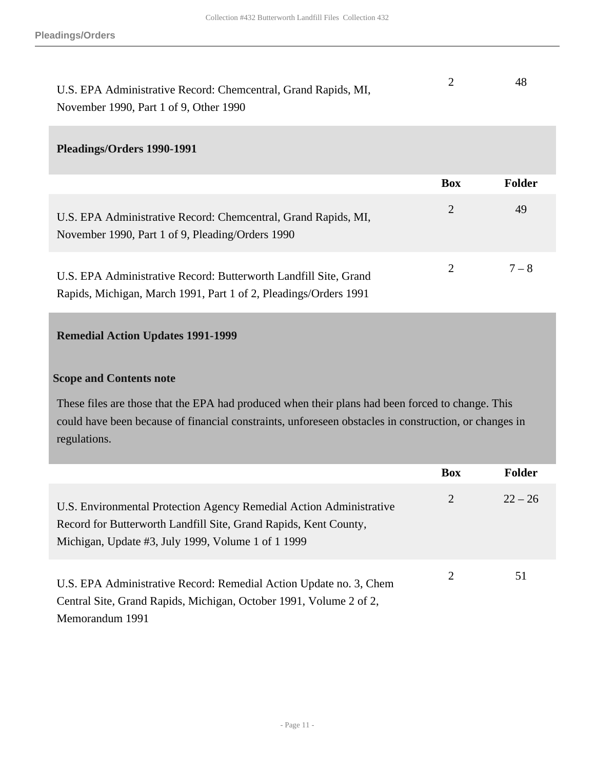| | Box | Folder |
|---|---|---|
| U.S. EPA Administrative Record: Chemcentral, Grand Rapids, MI, November 1990, Part 1 of 9, Other 1990 | 2 | 48 |

### Pleadings/Orders 1990-1991

| | Box | Folder |
|---|---|---|
| U.S. EPA Administrative Record: Chemcentral, Grand Rapids, MI, November 1990, Part 1 of 9, Pleading/Orders 1990 | 2 | 49 |
| U.S. EPA Administrative Record: Butterworth Landfill Site, Grand Rapids, Michigan, March 1991, Part 1 of 2, Pleadings/Orders 1991 | 2 | 7 – 8 |

### Remedial Action Updates 1991-1999

**Scope and Contents note**

These files are those that the EPA had produced when their plans had been forced to change. This could have been because of financial constraints, unforeseen obstacles in construction, or changes in regulations.

| | Box | Folder |
|---|---|---|
| U.S. Environmental Protection Agency Remedial Action Administrative Record for Butterworth Landfill Site, Grand Rapids, Kent County, Michigan, Update #3, July 1999, Volume 1 of 1 1999 | 2 | 22 – 26 |
| U.S. EPA Administrative Record: Remedial Action Update no. 3, Chem Central Site, Grand Rapids, Michigan, October 1991, Volume 2 of 2, Memorandum 1991 | 2 | 51 |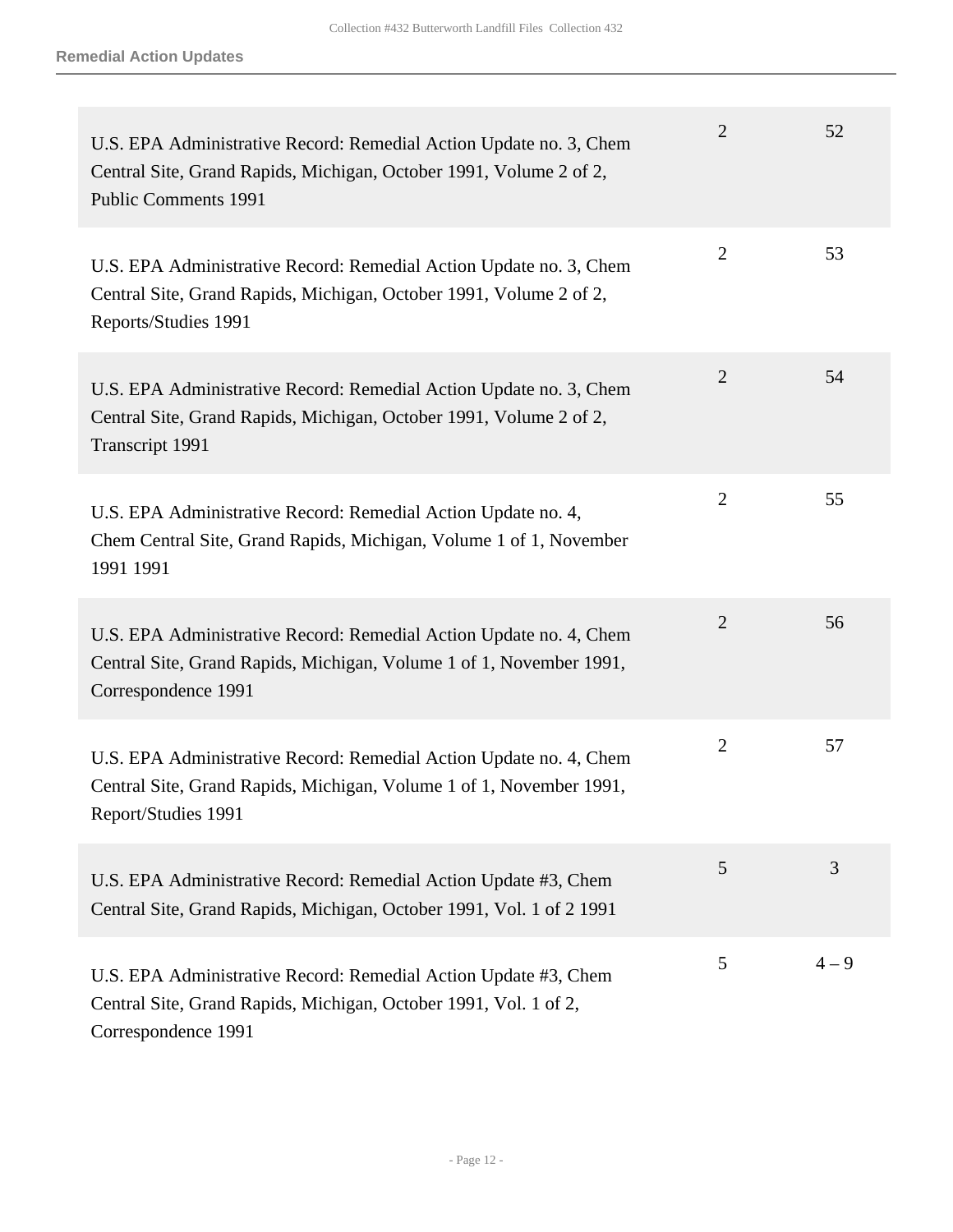| | | |
|---|---|---|
| U.S. EPA Administrative Record: Remedial Action Update no. 3, Chem Central Site, Grand Rapids, Michigan, October 1991, Volume 2 of 2, Public Comments 1991 | 2 | 52 |
| U.S. EPA Administrative Record: Remedial Action Update no. 3, Chem Central Site, Grand Rapids, Michigan, October 1991, Volume 2 of 2, Reports/Studies 1991 | 2 | 53 |
| U.S. EPA Administrative Record: Remedial Action Update no. 3, Chem Central Site, Grand Rapids, Michigan, October 1991, Volume 2 of 2, Transcript 1991 | 2 | 54 |
| U.S. EPA Administrative Record: Remedial Action Update no. 4, Chem Central Site, Grand Rapids, Michigan, Volume 1 of 1, November 1991 1991 | 2 | 55 |
| U.S. EPA Administrative Record: Remedial Action Update no. 4, Chem Central Site, Grand Rapids, Michigan, Volume 1 of 1, November 1991, Correspondence 1991 | 2 | 56 |
| U.S. EPA Administrative Record: Remedial Action Update no. 4, Chem Central Site, Grand Rapids, Michigan, Volume 1 of 1, November 1991, Report/Studies 1991 | 2 | 57 |
| U.S. EPA Administrative Record: Remedial Action Update #3, Chem Central Site, Grand Rapids, Michigan, October 1991, Vol. 1 of 2 1991 | 5 | 3 |
| U.S. EPA Administrative Record: Remedial Action Update #3, Chem Central Site, Grand Rapids, Michigan, October 1991, Vol. 1 of 2, Correspondence 1991 | 5 | 4 – 9 |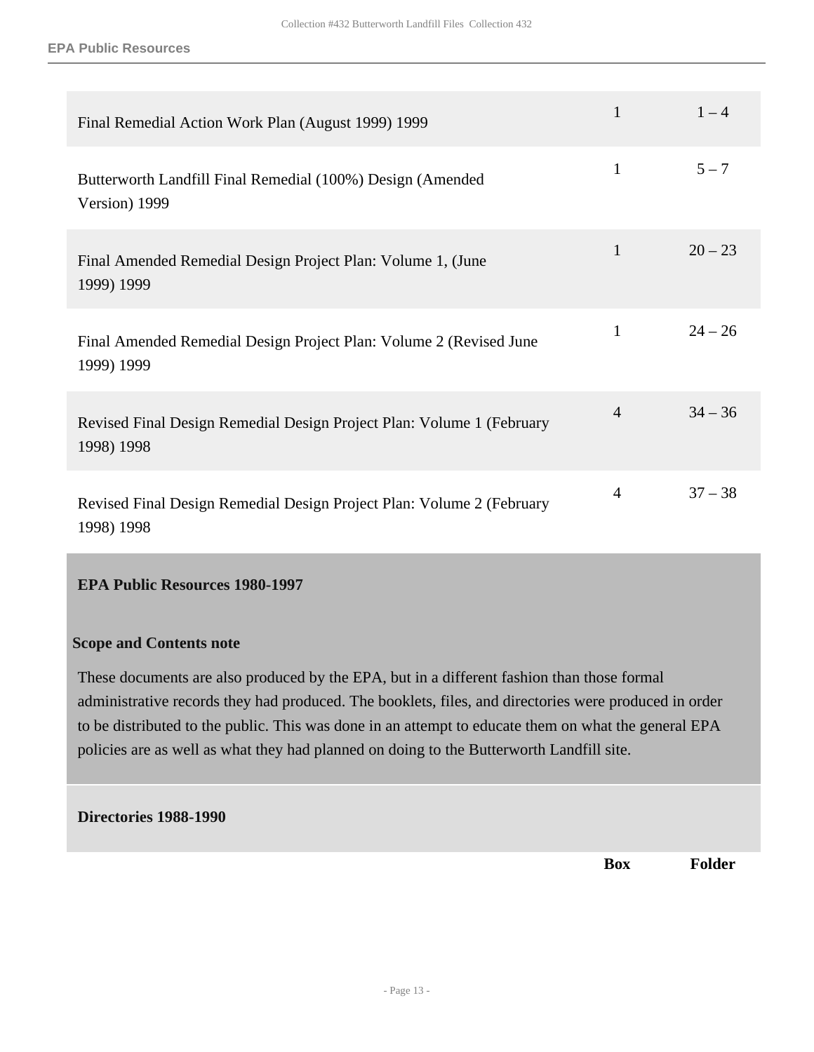| | Box | Folder |
|---|---|---|
| Final Remedial Action Work Plan (August 1999) 1999 | 1 | 1 – 4 |
| Butterworth Landfill Final Remedial (100%) Design (Amended Version) 1999 | 1 | 5 – 7 |
| Final Amended Remedial Design Project Plan: Volume 1, (June 1999) 1999 | 1 | 20 – 23 |
| Final Amended Remedial Design Project Plan: Volume 2 (Revised June 1999) 1999 | 1 | 24 – 26 |
| Revised Final Design Remedial Design Project Plan: Volume 1 (February 1998) 1998 | 4 | 34 – 36 |
| Revised Final Design Remedial Design Project Plan: Volume 2 (February 1998) 1998 | 4 | 37 – 38 |

## EPA Public Resources 1980-1997

### Scope and Contents note

These documents are also produced by the EPA, but in a different fashion than those formal administrative records they had produced. The booklets, files, and directories were produced in order to be distributed to the public. This was done in an attempt to educate them on what the general EPA policies are as well as what they had planned on doing to the Butterworth Landfill site.

### Directories 1988-1990

| | Box | Folder |
|---|---|---|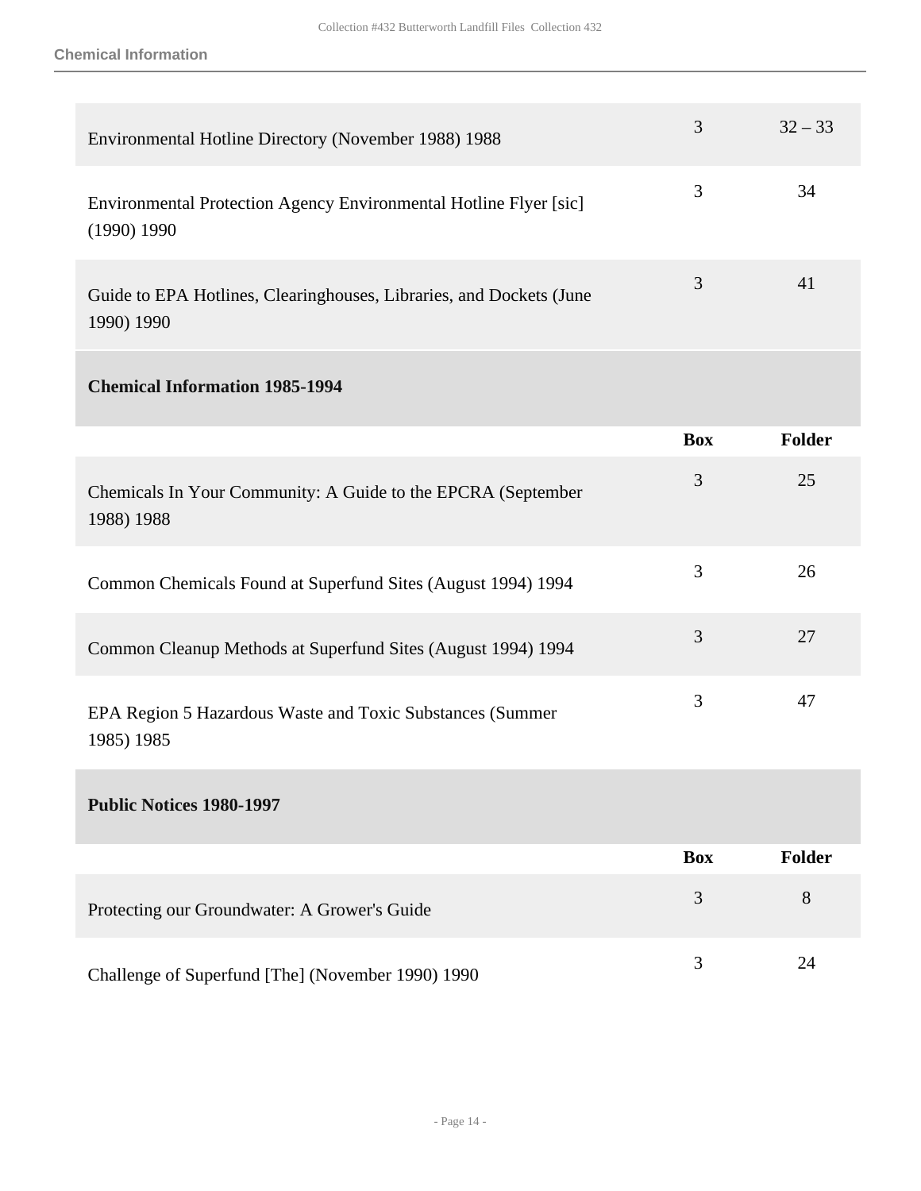| | Box | Folder |
|---|---|---|
| Environmental Hotline Directory (November 1988) 1988 | 3 | 32 – 33 |
| Environmental Protection Agency Environmental Hotline Flyer [sic] (1990) 1990 | 3 | 34 |
| Guide to EPA Hotlines, Clearinghouses, Libraries, and Dockets (June 1990) 1990 | 3 | 41 |

**Chemical Information 1985-1994**

| | Box | Folder |
|---|---|---|
| Chemicals In Your Community: A Guide to the EPCRA (September 1988) 1988 | 3 | 25 |
| Common Chemicals Found at Superfund Sites (August 1994) 1994 | 3 | 26 |
| Common Cleanup Methods at Superfund Sites (August 1994) 1994 | 3 | 27 |
| EPA Region 5 Hazardous Waste and Toxic Substances (Summer 1985) 1985 | 3 | 47 |

**Public Notices 1980-1997**

| | Box | Folder |
|---|---|---|
| Protecting our Groundwater: A Grower's Guide | 3 | 8 |
| Challenge of Superfund [The] (November 1990) 1990 | 3 | 24 |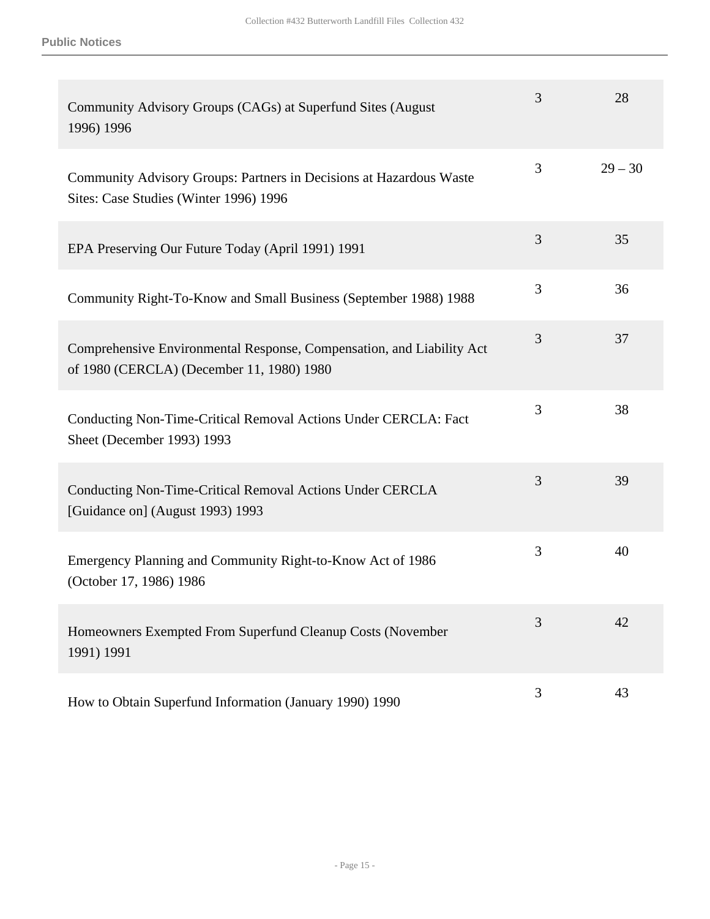| Title | Box | Folder |
|---|---|---|
| Community Advisory Groups (CAGs) at Superfund Sites (August 1996) 1996 | 3 | 28 |
| Community Advisory Groups: Partners in Decisions at Hazardous Waste Sites: Case Studies (Winter 1996) 1996 | 3 | 29 – 30 |
| EPA Preserving Our Future Today (April 1991) 1991 | 3 | 35 |
| Community Right-To-Know and Small Business (September 1988) 1988 | 3 | 36 |
| Comprehensive Environmental Response, Compensation, and Liability Act of 1980 (CERCLA) (December 11, 1980) 1980 | 3 | 37 |
| Conducting Non-Time-Critical Removal Actions Under CERCLA: Fact Sheet (December 1993) 1993 | 3 | 38 |
| Conducting Non-Time-Critical Removal Actions Under CERCLA [Guidance on] (August 1993) 1993 | 3 | 39 |
| Emergency Planning and Community Right-to-Know Act of 1986 (October 17, 1986) 1986 | 3 | 40 |
| Homeowners Exempted From Superfund Cleanup Costs (November 1991) 1991 | 3 | 42 |
| How to Obtain Superfund Information (January 1990) 1990 | 3 | 43 |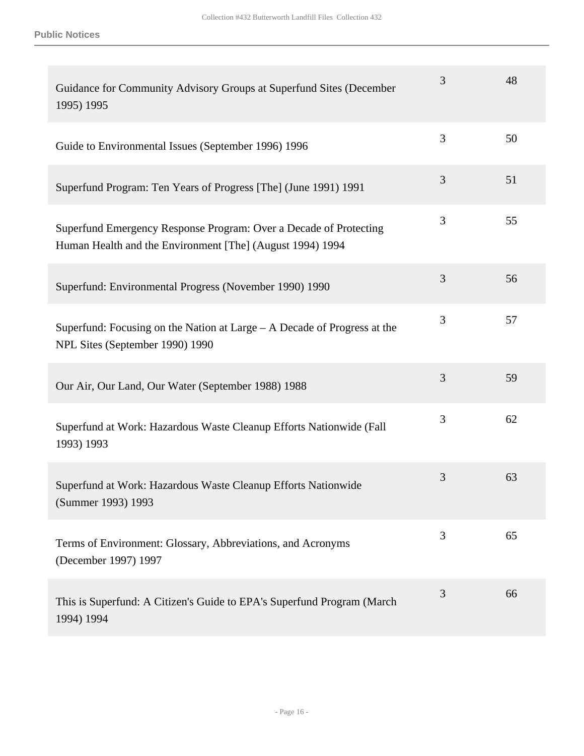| | | |
|---|---|---|
| Guidance for Community Advisory Groups at Superfund Sites (December 1995) 1995 | 3 | 48 |
| Guide to Environmental Issues (September 1996) 1996 | 3 | 50 |
| Superfund Program: Ten Years of Progress [The] (June 1991) 1991 | 3 | 51 |
| Superfund Emergency Response Program: Over a Decade of Protecting Human Health and the Environment [The] (August 1994) 1994 | 3 | 55 |
| Superfund: Environmental Progress (November 1990) 1990 | 3 | 56 |
| Superfund: Focusing on the Nation at Large – A Decade of Progress at the NPL Sites (September 1990) 1990 | 3 | 57 |
| Our Air, Our Land, Our Water (September 1988) 1988 | 3 | 59 |
| Superfund at Work: Hazardous Waste Cleanup Efforts Nationwide (Fall 1993) 1993 | 3 | 62 |
| Superfund at Work: Hazardous Waste Cleanup Efforts Nationwide (Summer 1993) 1993 | 3 | 63 |
| Terms of Environment: Glossary, Abbreviations, and Acronyms (December 1997) 1997 | 3 | 65 |
| This is Superfund: A Citizen's Guide to EPA's Superfund Program (March 1994) 1994 | 3 | 66 |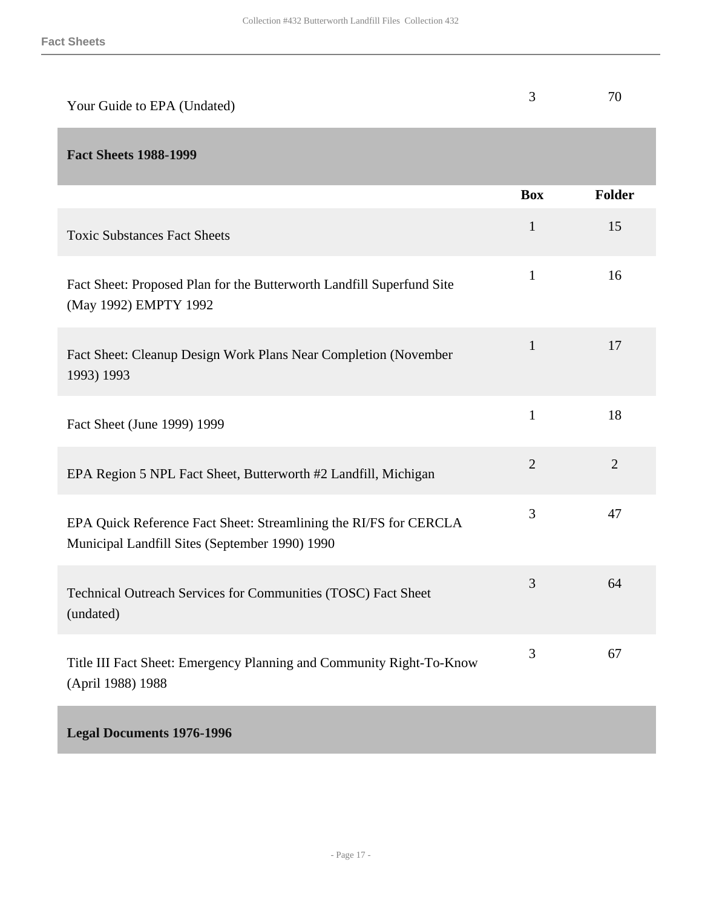| | Box | Folder |
|---|---|---|
| Your Guide to EPA (Undated) | 3 | 70 |

## Fact Sheets 1988-1999

| | Box | Folder |
|---|---|---|
| Toxic Substances Fact Sheets | 1 | 15 |
| Fact Sheet: Proposed Plan for the Butterworth Landfill Superfund Site (May 1992) EMPTY 1992 | 1 | 16 |
| Fact Sheet: Cleanup Design Work Plans Near Completion (November 1993) 1993 | 1 | 17 |
| Fact Sheet (June 1999) 1999 | 1 | 18 |
| EPA Region 5 NPL Fact Sheet, Butterworth #2 Landfill, Michigan | 2 | 2 |
| EPA Quick Reference Fact Sheet: Streamlining the RI/FS for CERCLA Municipal Landfill Sites (September 1990) 1990 | 3 | 47 |
| Technical Outreach Services for Communities (TOSC) Fact Sheet (undated) | 3 | 64 |
| Title III Fact Sheet: Emergency Planning and Community Right-To-Know (April 1988) 1988 | 3 | 67 |

## Legal Documents 1976-1996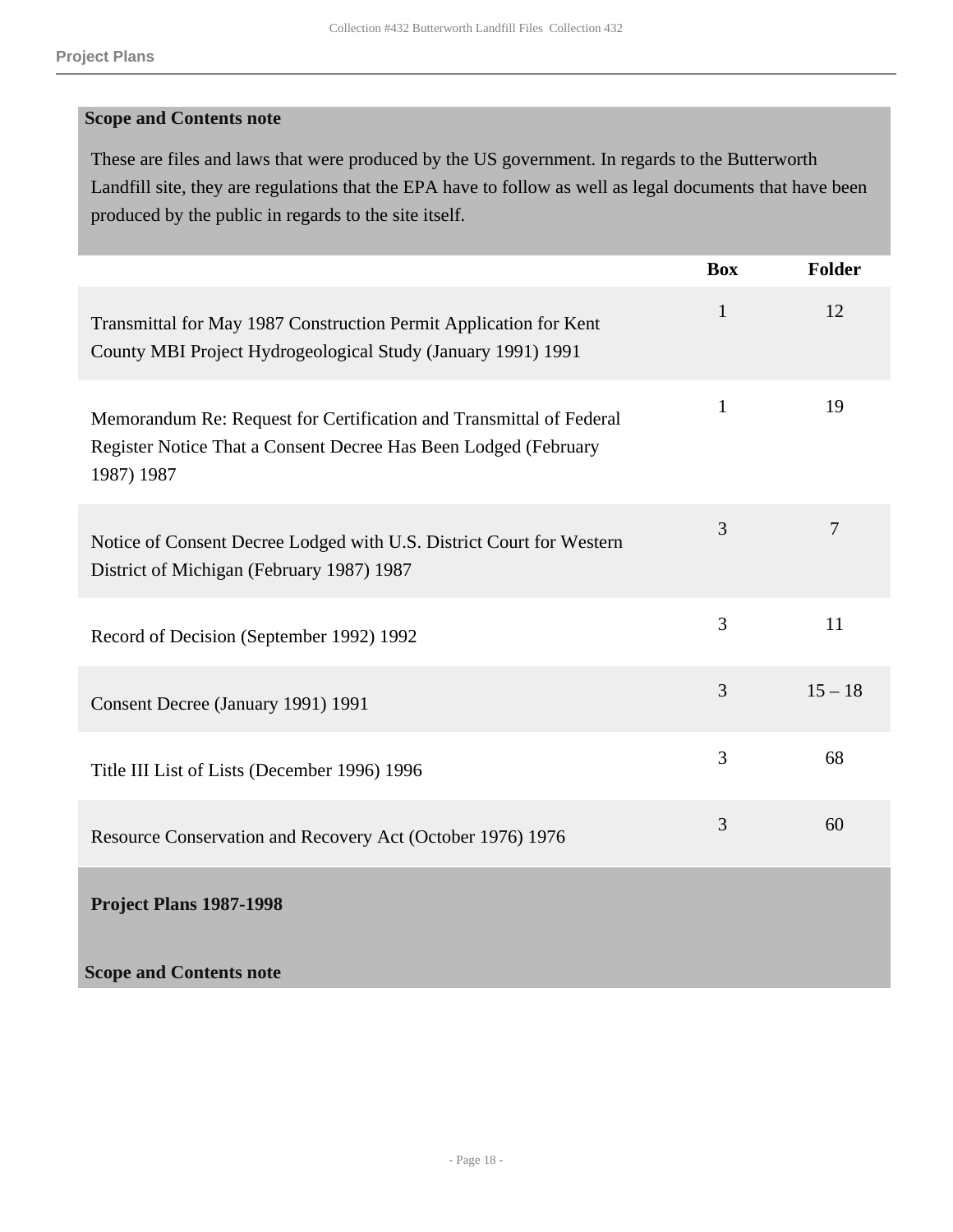**Scope and Contents note**

These are files and laws that were produced by the US government. In regards to the Butterworth Landfill site, they are regulations that the EPA have to follow as well as legal documents that have been produced by the public in regards to the site itself.

| | Box | Folder |
|---|---|---|
| Transmittal for May 1987 Construction Permit Application for Kent County MBI Project Hydrogeological Study (January 1991) 1991 | 1 | 12 |
| Memorandum Re: Request for Certification and Transmittal of Federal Register Notice That a Consent Decree Has Been Lodged (February 1987) 1987 | 1 | 19 |
| Notice of Consent Decree Lodged with U.S. District Court for Western District of Michigan (February 1987) 1987 | 3 | 7 |
| Record of Decision (September 1992) 1992 | 3 | 11 |
| Consent Decree (January 1991) 1991 | 3 | 15 – 18 |
| Title III List of Lists (December 1996) 1996 | 3 | 68 |
| Resource Conservation and Recovery Act (October 1976) 1976 | 3 | 60 |

**Project Plans 1987-1998**

**Scope and Contents note**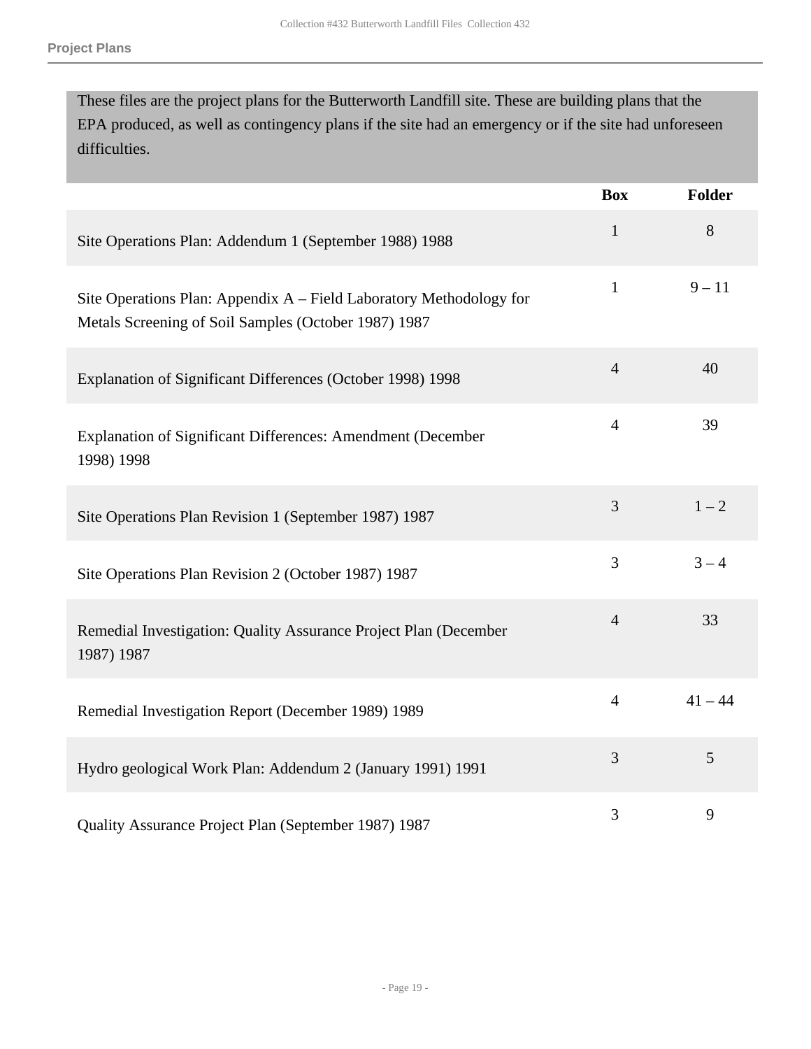## Project Plans

These files are the project plans for the Butterworth Landfill site. These are building plans that the EPA produced, as well as contingency plans if the site had an emergency or if the site had unforeseen difficulties.

| | Box | Folder |
|---|---|---|
| Site Operations Plan: Addendum 1 (September 1988) 1988 | 1 | 8 |
| Site Operations Plan: Appendix A – Field Laboratory Methodology for Metals Screening of Soil Samples (October 1987) 1987 | 1 | 9 – 11 |
| Explanation of Significant Differences (October 1998) 1998 | 4 | 40 |
| Explanation of Significant Differences: Amendment (December 1998) 1998 | 4 | 39 |
| Site Operations Plan Revision 1 (September 1987) 1987 | 3 | 1 – 2 |
| Site Operations Plan Revision 2 (October 1987) 1987 | 3 | 3 – 4 |
| Remedial Investigation: Quality Assurance Project Plan (December 1987) 1987 | 4 | 33 |
| Remedial Investigation Report (December 1989) 1989 | 4 | 41 – 44 |
| Hydro geological Work Plan: Addendum 2 (January 1991) 1991 | 3 | 5 |
| Quality Assurance Project Plan (September 1987) 1987 | 3 | 9 |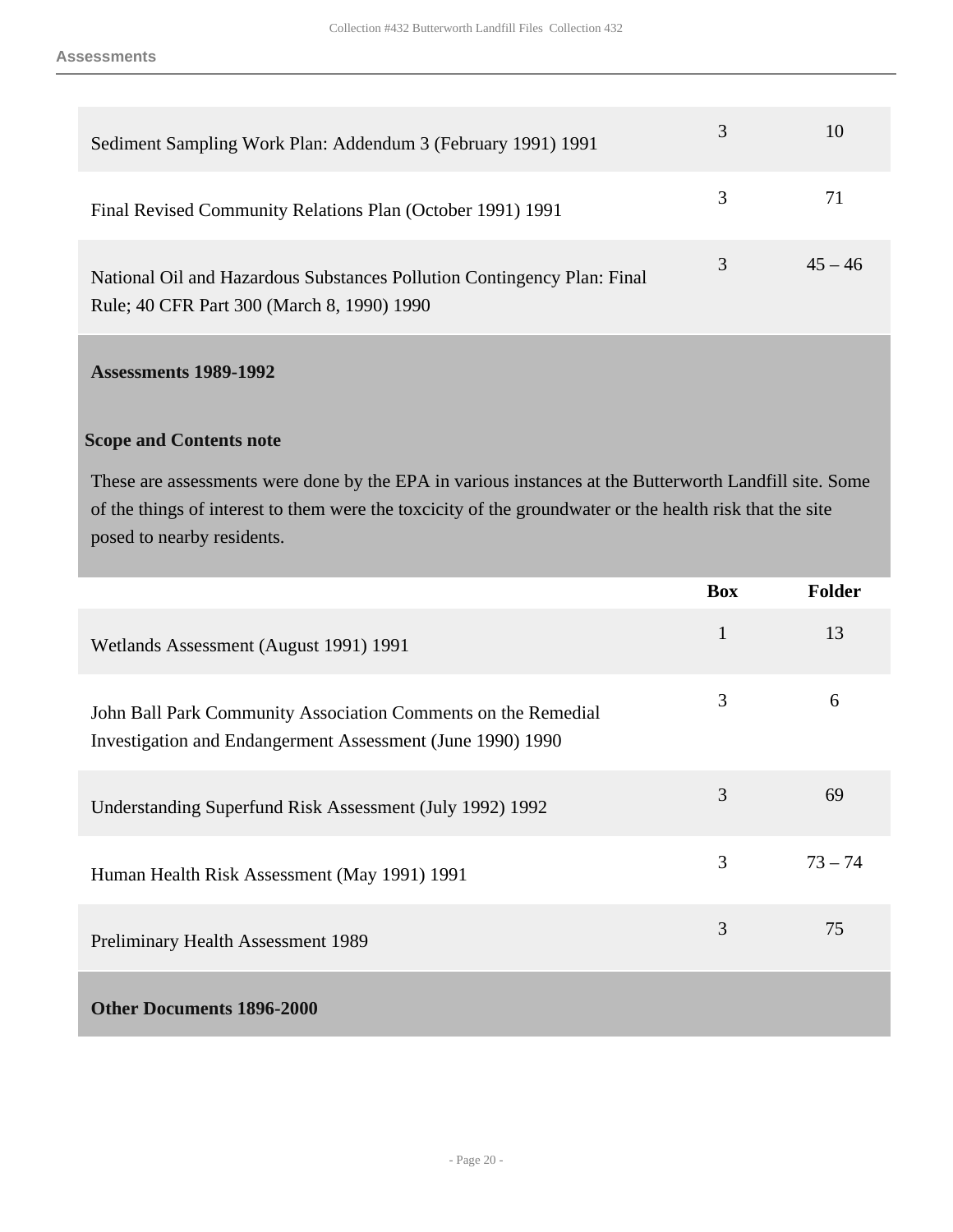| | Box | Folder |
|---|---|---|
| Sediment Sampling Work Plan: Addendum 3 (February 1991) 1991 | 3 | 10 |
| Final Revised Community Relations Plan (October 1991) 1991 | 3 | 71 |
| National Oil and Hazardous Substances Pollution Contingency Plan: Final Rule; 40 CFR Part 300 (March 8, 1990) 1990 | 3 | 45 – 46 |

### Assessments 1989-1992

**Scope and Contents note**

These are assessments were done by the EPA in various instances at the Butterworth Landfill site. Some of the things of interest to them were the toxcicity of the groundwater or the health risk that the site posed to nearby residents.

| | Box | Folder |
|---|---|---|
| Wetlands Assessment (August 1991) 1991 | 1 | 13 |
| John Ball Park Community Association Comments on the Remedial Investigation and Endangerment Assessment (June 1990) 1990 | 3 | 6 |
| Understanding Superfund Risk Assessment (July 1992) 1992 | 3 | 69 |
| Human Health Risk Assessment (May 1991) 1991 | 3 | 73 – 74 |
| Preliminary Health Assessment 1989 | 3 | 75 |

### Other Documents 1896-2000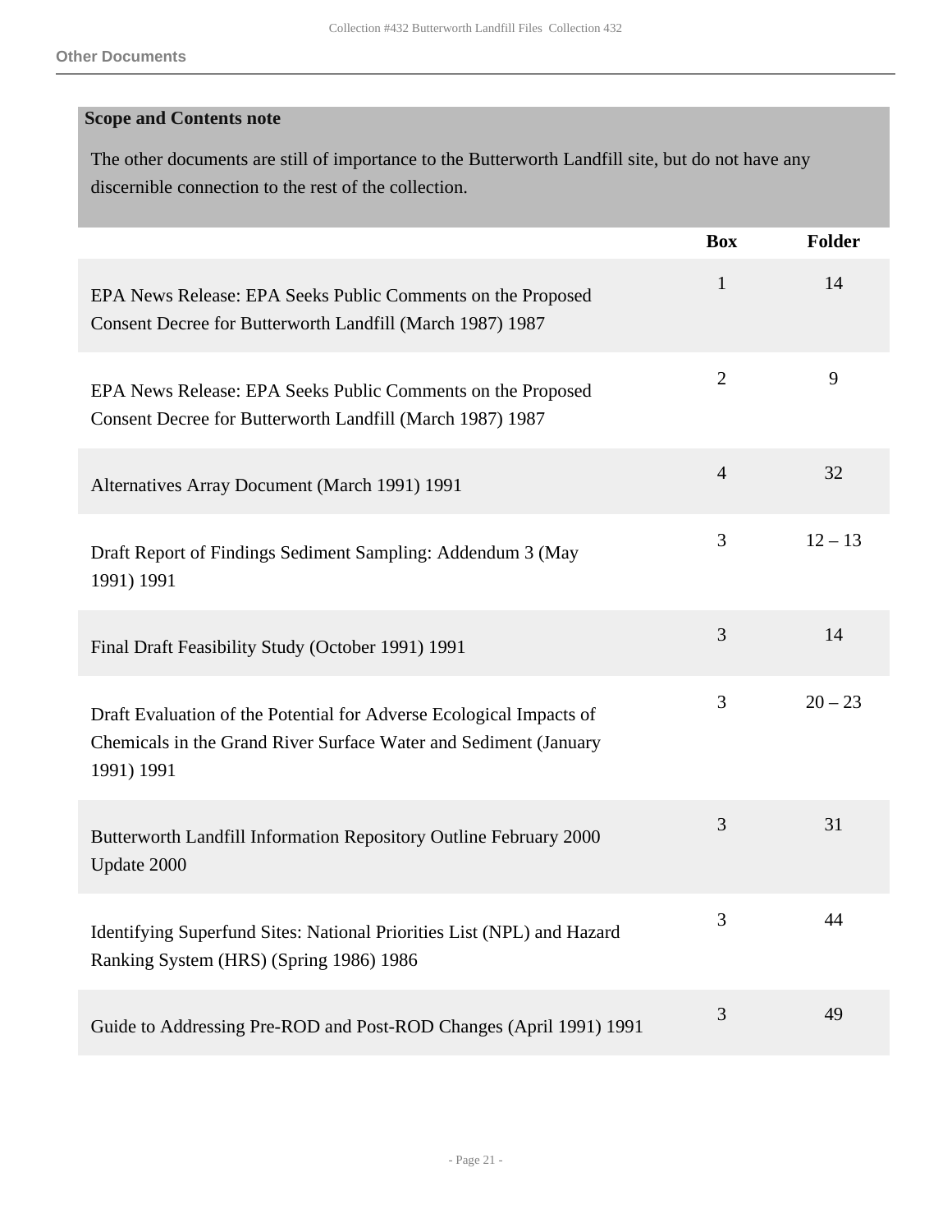## Other Documents

**Scope and Contents note**

The other documents are still of importance to the Butterworth Landfill site, but do not have any discernible connection to the rest of the collection.

| | Box | Folder |
|---|---|---|
| EPA News Release: EPA Seeks Public Comments on the Proposed Consent Decree for Butterworth Landfill (March 1987) 1987 | 1 | 14 |
| EPA News Release: EPA Seeks Public Comments on the Proposed Consent Decree for Butterworth Landfill (March 1987) 1987 | 2 | 9 |
| Alternatives Array Document (March 1991) 1991 | 4 | 32 |
| Draft Report of Findings Sediment Sampling: Addendum 3 (May 1991) 1991 | 3 | 12 – 13 |
| Final Draft Feasibility Study (October 1991) 1991 | 3 | 14 |
| Draft Evaluation of the Potential for Adverse Ecological Impacts of Chemicals in the Grand River Surface Water and Sediment (January 1991) 1991 | 3 | 20 – 23 |
| Butterworth Landfill Information Repository Outline February 2000 Update 2000 | 3 | 31 |
| Identifying Superfund Sites: National Priorities List (NPL) and Hazard Ranking System (HRS) (Spring 1986) 1986 | 3 | 44 |
| Guide to Addressing Pre-ROD and Post-ROD Changes (April 1991) 1991 | 3 | 49 |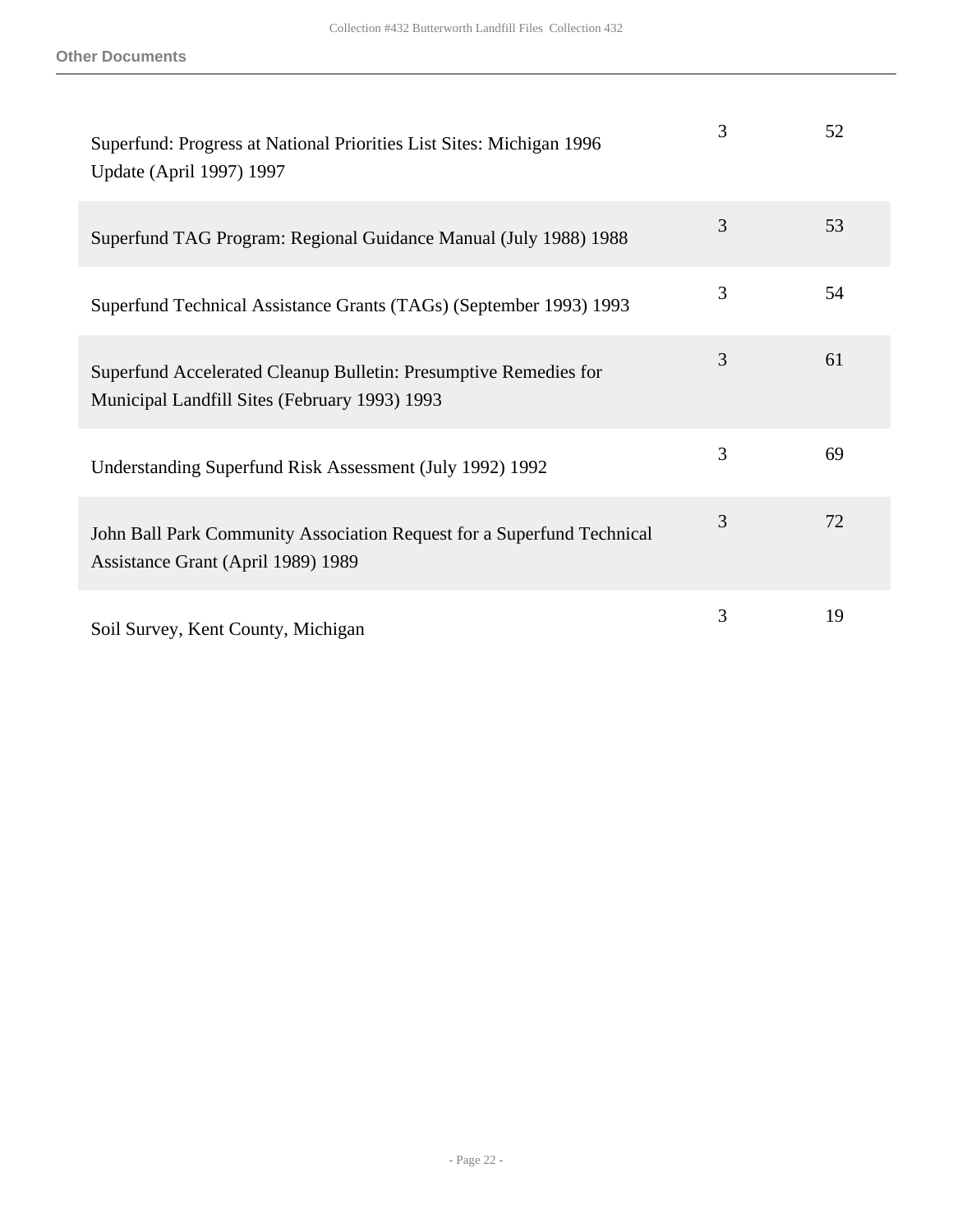| | | |
|---|---|---|
| Superfund: Progress at National Priorities List Sites: Michigan 1996 Update (April 1997) 1997 | 3 | 52 |
| Superfund TAG Program: Regional Guidance Manual (July 1988) 1988 | 3 | 53 |
| Superfund Technical Assistance Grants (TAGs) (September 1993) 1993 | 3 | 54 |
| Superfund Accelerated Cleanup Bulletin: Presumptive Remedies for Municipal Landfill Sites (February 1993) 1993 | 3 | 61 |
| Understanding Superfund Risk Assessment (July 1992) 1992 | 3 | 69 |
| John Ball Park Community Association Request for a Superfund Technical Assistance Grant (April 1989) 1989 | 3 | 72 |
| Soil Survey, Kent County, Michigan | 3 | 19 |